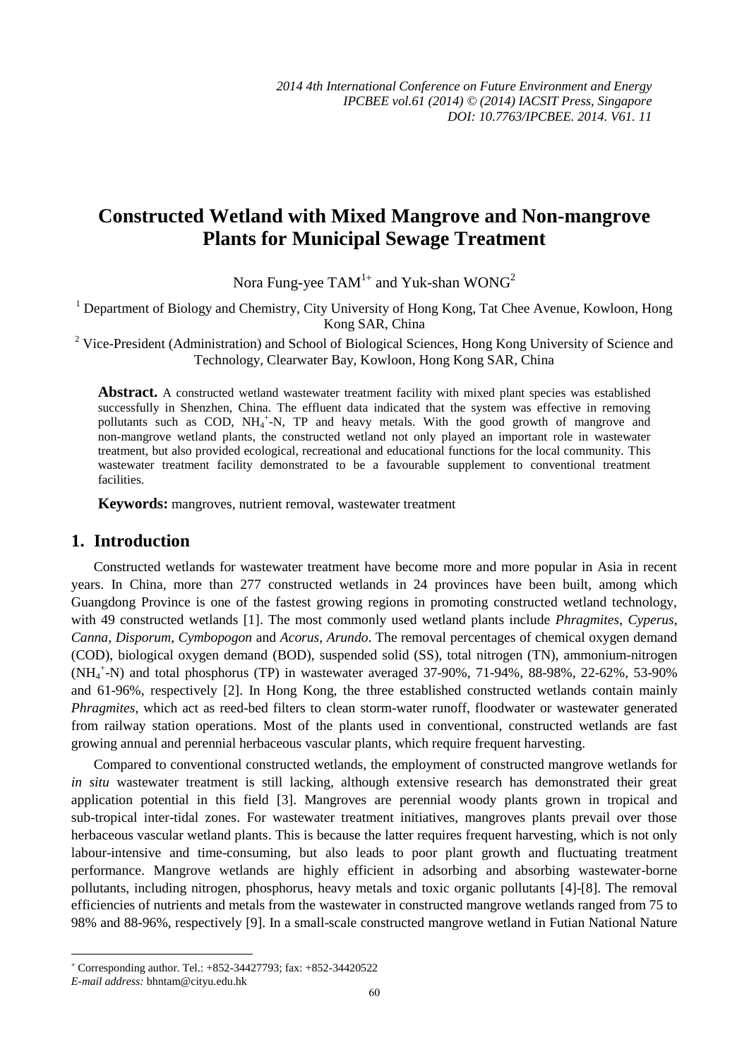# Constructed Wetland with Mixed Mangrove and Non-mangrove Plants for Municipal Sewage Treatment

Nora Fung-yee TAM[1+] and Yuk-shan WONG[2]

[1] Department of Biology and Chemistry, City University of Hong Kong, Tat Chee Avenue, Kowloon, Hong Kong SAR, China

[2] Vice-President (Administration) and School of Biological Sciences, Hong Kong University of Science and Technology, Clearwater Bay, Kowloon, Hong Kong SAR, China

**Abstract.** A constructed wetland wastewater treatment facility with mixed plant species was established successfully in Shenzhen, China. The effluent data indicated that the system was effective in removing pollutants such as COD, $NH_4^+$-N, TP and heavy metals. With the good growth of mangrove and non-mangrove wetland plants, the constructed wetland not only played an important role in wastewater treatment, but also provided ecological, recreational and educational functions for the local community. This wastewater treatment facility demonstrated to be a favourable supplement to conventional treatment facilities.

**Keywords:** mangroves, nutrient removal, wastewater treatment

## 1. Introduction

Constructed wetlands for wastewater treatment have become more and more popular in Asia in recent years. In China, more than 277 constructed wetlands in 24 provinces have been built, among which Guangdong Province is one of the fastest growing regions in promoting constructed wetland technology, with 49 constructed wetlands [1]. The most commonly used wetland plants include *Phragmites*, *Cyperus*, *Canna*, *Disporum*, *Cymbopogon* and *Acorus*, *Arundo*. The removal percentages of chemical oxygen demand (COD), biological oxygen demand (BOD), suspended solid (SS), total nitrogen (TN), ammonium-nitrogen ($NH_4^+$-N) and total phosphorus (TP) in wastewater averaged 37-90%, 71-94%, 88-98%, 22-62%, 53-90% and 61-96%, respectively [2]. In Hong Kong, the three established constructed wetlands contain mainly *Phragmites*, which act as reed-bed filters to clean storm-water runoff, floodwater or wastewater generated from railway station operations. Most of the plants used in conventional, constructed wetlands are fast growing annual and perennial herbaceous vascular plants, which require frequent harvesting.

Compared to conventional constructed wetlands, the employment of constructed mangrove wetlands for *in situ* wastewater treatment is still lacking, although extensive research has demonstrated their great application potential in this field [3]. Mangroves are perennial woody plants grown in tropical and sub-tropical inter-tidal zones. For wastewater treatment initiatives, mangroves plants prevail over those herbaceous vascular wetland plants. This is because the latter requires frequent harvesting, which is not only labour-intensive and time-consuming, but also leads to poor plant growth and fluctuating treatment performance. Mangrove wetlands are highly efficient in adsorbing and absorbing wastewater-borne pollutants, including nitrogen, phosphorus, heavy metals and toxic organic pollutants [4]-[8]. The removal efficiencies of nutrients and metals from the wastewater in constructed mangrove wetlands ranged from 75 to 98% and 88-96%, respectively [9]. In a small-scale constructed mangrove wetland in Futian National Nature

[+] Corresponding author. Tel.: +852-34427793; fax: +852-34420522
*E-mail address:* bhntam@cityu.edu.hk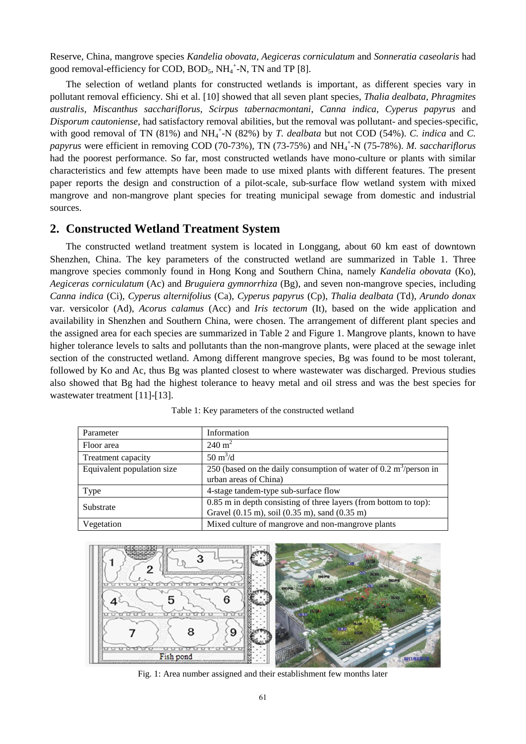Reserve, China, mangrove species *Kandelia obovata*, *Aegiceras corniculatum* and *Sonneratia caseolaris* had good removal-efficiency for COD, $BOD_5$, $NH_4^+$-N, TN and TP [8].

The selection of wetland plants for constructed wetlands is important, as different species vary in pollutant removal efficiency. Shi et al. [10] showed that all seven plant species, *Thalia dealbata*, *Phragmites australis*, *Miscanthus sacchariflorus*, *Scirpus tabernacmontani*, *Canna indica*, *Cyperus papyrus* and *Disporum cautoniense*, had satisfactory removal abilities, but the removal was pollutant- and species-specific, with good removal of TN (81%) and $NH_4^+$-N (82%) by *T. dealbata* but not COD (54%). *C. indica* and *C. papyrus* were efficient in removing COD (70-73%), TN (73-75%) and $NH_4^+$-N (75-78%). *M. sacchariflorus* had the poorest performance. So far, most constructed wetlands have mono-culture or plants with similar characteristics and few attempts have been made to use mixed plants with different features. The present paper reports the design and construction of a pilot-scale, sub-surface flow wetland system with mixed mangrove and non-mangrove plant species for treating municipal sewage from domestic and industrial sources.

## 2. Constructed Wetland Treatment System

The constructed wetland treatment system is located in Longgang, about 60 km east of downtown Shenzhen, China. The key parameters of the constructed wetland are summarized in Table 1. Three mangrove species commonly found in Hong Kong and Southern China, namely *Kandelia obovata* (Ko), *Aegiceras corniculatum* (Ac) and *Bruguiera gymnorrhiza* (Bg), and seven non-mangrove species, including *Canna indica* (Ci), *Cyperus alternifolius* (Ca), *Cyperus papyrus* (Cp), *Thalia dealbata* (Td), *Arundo donax* var. versicolor (Ad), *Acorus calamus* (Acc) and *Iris tectorum* (It), based on the wide application and availability in Shenzhen and Southern China, were chosen. The arrangement of different plant species and the assigned area for each species are summarized in Table 2 and Figure 1. Mangrove plants, known to have higher tolerance levels to salts and pollutants than the non-mangrove plants, were placed at the sewage inlet section of the constructed wetland. Among different mangrove species, Bg was found to be most tolerant, followed by Ko and Ac, thus Bg was planted closest to where wastewater was discharged. Previous studies also showed that Bg had the highest tolerance to heavy metal and oil stress and was the best species for wastewater treatment [11]-[13].

Table 1: Key parameters of the constructed wetland

| Parameter | Information |
|---|---|
| Floor area | $240\ m^2$ |
| Treatment capacity | $50\ m^3/d$ |
| Equivalent population size | 250 (based on the daily consumption of water of $0.2\ m^3$/person in urban areas of China) |
| Type | 4-stage tandem-type sub-surface flow |
| Substrate | 0.85 m in depth consisting of three layers (from bottom to top): Gravel (0.15 m), soil (0.35 m), sand (0.35 m) |
| Vegetation | Mixed culture of mangrove and non-mangrove plants |

Fig. 1: Area number assigned and their establishment few months later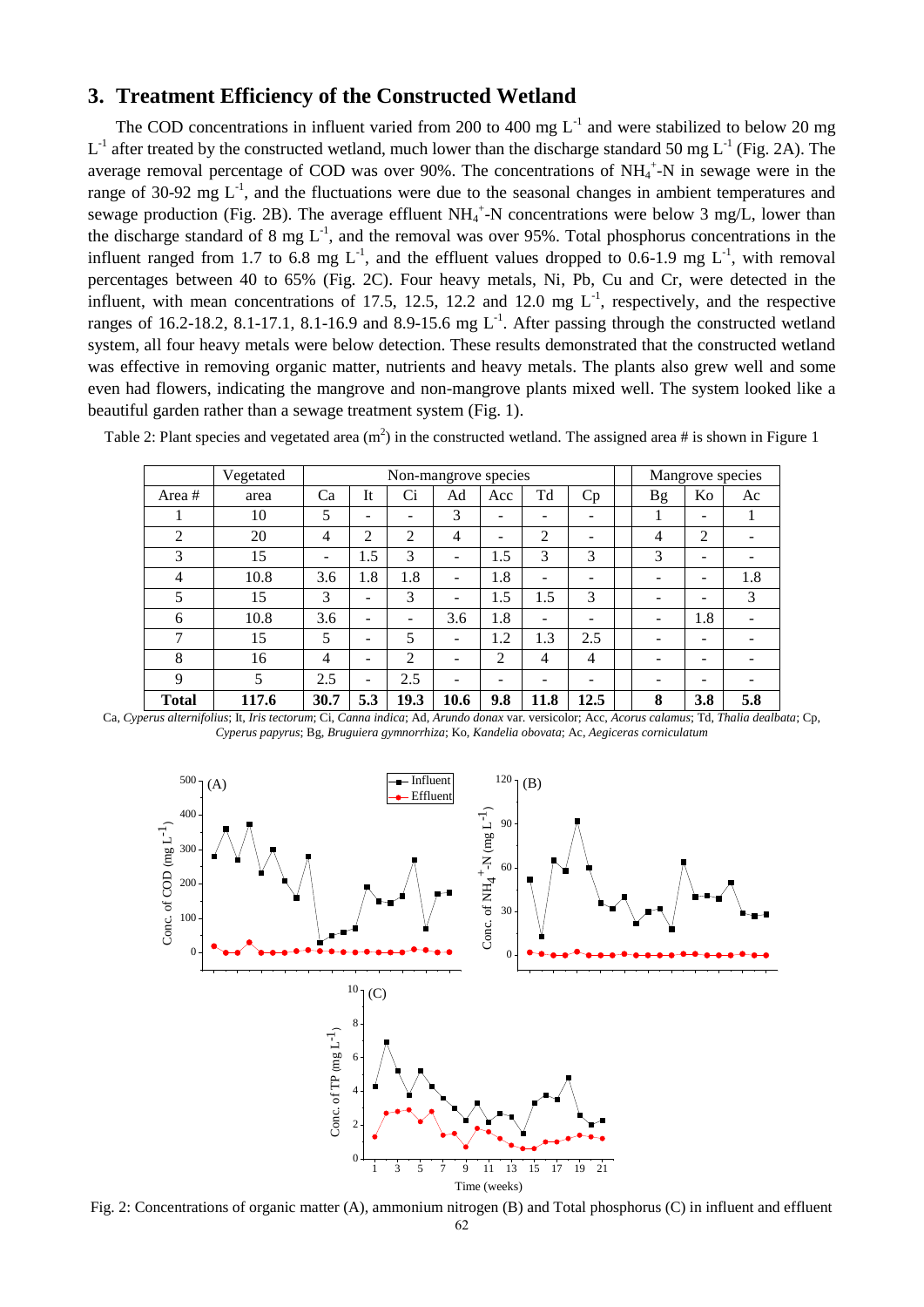## 3. Treatment Efficiency of the Constructed Wetland

The COD concentrations in influent varied from 200 to 400 mg $L^{-1}$ and were stabilized to below 20 mg $L^{-1}$ after treated by the constructed wetland, much lower than the discharge standard 50 mg $L^{-1}$ (Fig. 2A). The average removal percentage of COD was over 90%. The concentrations of $NH_4^+$-N in sewage were in the range of 30-92 mg $L^{-1}$, and the fluctuations were due to the seasonal changes in ambient temperatures and sewage production (Fig. 2B). The average effluent $NH_4^+$-N concentrations were below 3 mg/L, lower than the discharge standard of 8 mg $L^{-1}$, and the removal was over 95%. Total phosphorus concentrations in the influent ranged from 1.7 to 6.8 mg $L^{-1}$, and the effluent values dropped to 0.6-1.9 mg $L^{-1}$, with removal percentages between 40 to 65% (Fig. 2C). Four heavy metals, Ni, Pb, Cu and Cr, were detected in the influent, with mean concentrations of 17.5, 12.5, 12.2 and 12.0 mg $L^{-1}$, respectively, and the respective ranges of 16.2-18.2, 8.1-17.1, 8.1-16.9 and 8.9-15.6 mg $L^{-1}$. After passing through the constructed wetland system, all four heavy metals were below detection. These results demonstrated that the constructed wetland was effective in removing organic matter, nutrients and heavy metals. The plants also grew well and some even had flowers, indicating the mangrove and non-mangrove plants mixed well. The system looked like a beautiful garden rather than a sewage treatment system (Fig. 1).

Table 2: Plant species and vegetated area ($m^2$) in the constructed wetland. The assigned area # is shown in Figure 1

| | Vegetated | Non-mangrove species | | | | | | | Mangrove species | | |
|---|---|---|---|---|---|---|---|---|---|---|---|
| Area # | area | Ca | It | Ci | Ad | Acc | Td | Cp | Bg | Ko | Ac |
| 1 | 10 | 5 | - | - | 3 | - | - | - | 1 | - | 1 |
| 2 | 20 | 4 | 2 | 2 | 4 | - | 2 | - | 4 | 2 | - |
| 3 | 15 | - | 1.5 | 3 | - | 1.5 | 3 | 3 | 3 | - | - |
| 4 | 10.8 | 3.6 | 1.8 | 1.8 | - | 1.8 | - | - | - | - | 1.8 |
| 5 | 15 | 3 | - | 3 | - | 1.5 | 1.5 | 3 | - | - | 3 |
| 6 | 10.8 | 3.6 | - | - | 3.6 | 1.8 | - | - | - | 1.8 | - |
| 7 | 15 | 5 | - | 5 | - | 1.2 | 1.3 | 2.5 | - | - | - |
| 8 | 16 | 4 | - | 2 | - | 2 | 4 | 4 | - | - | - |
| 9 | 5 | 2.5 | - | 2.5 | - | - | - | - | - | - | - |
| **Total** | **117.6** | **30.7** | **5.3** | **19.3** | **10.6** | **9.8** | **11.8** | **12.5** | **8** | **3.8** | **5.8** |

Ca, *Cyperus alternifolius*; It, *Iris tectorum*; Ci, *Canna indica*; Ad, *Arundo donax* var. versicolor; Acc, *Acorus calamus*; Td, *Thalia dealbata*; Cp, *Cyperus papyrus*; Bg, *Bruguiera gymnorrhiza*; Ko, *Kandelia obovata*; Ac, *Aegiceras corniculatum*

Fig. 2: Concentrations of organic matter (A), ammonium nitrogen (B) and Total phosphorus (C) in influent and effluent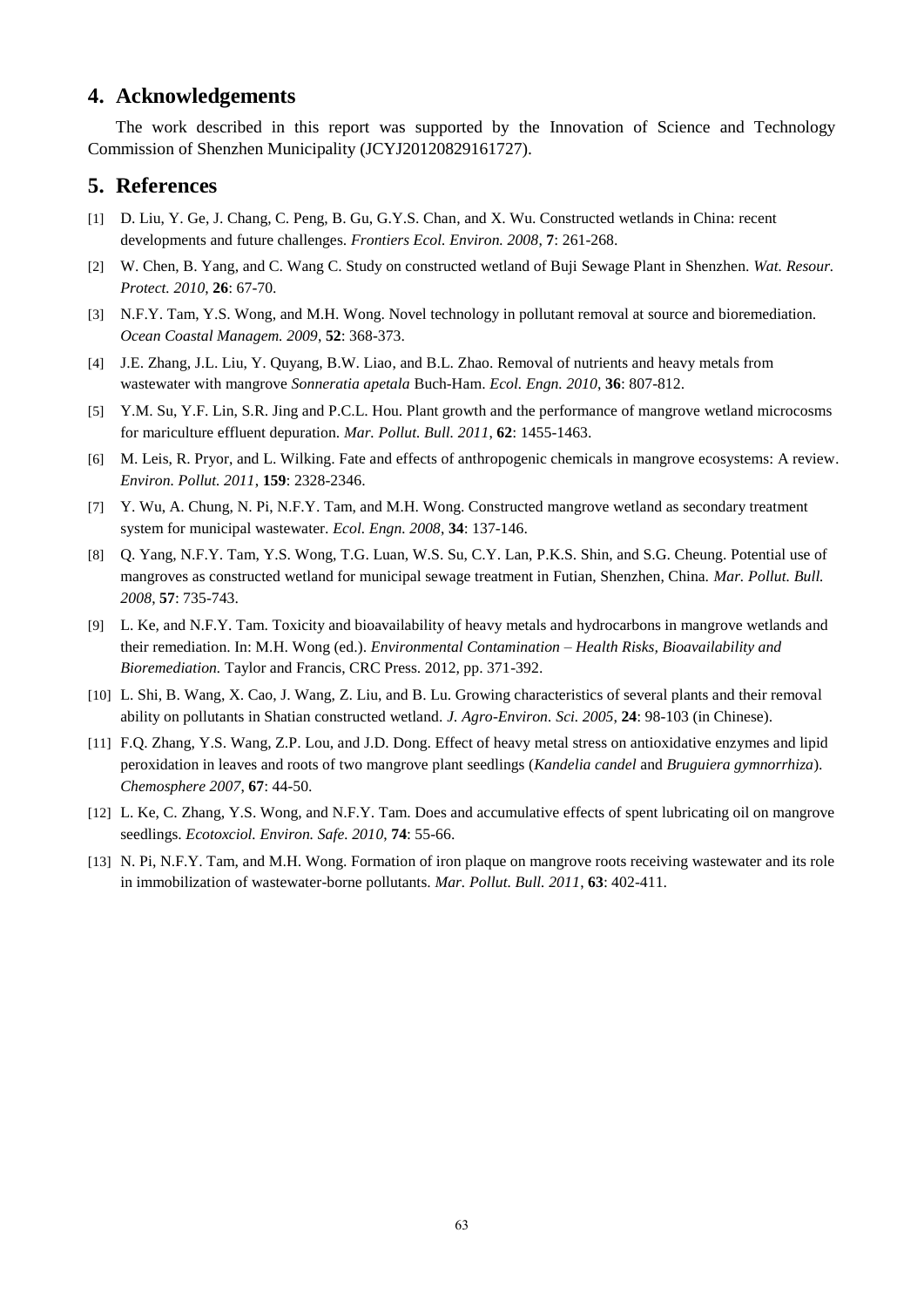## 4. Acknowledgements

The work described in this report was supported by the Innovation of Science and Technology Commission of Shenzhen Municipality (JCYJ20120829161727).

## 5. References

[1] D. Liu, Y. Ge, J. Chang, C. Peng, B. Gu, G.Y.S. Chan, and X. Wu. Constructed wetlands in China: recent developments and future challenges. *Frontiers Ecol. Environ. 2008*, **7**: 261-268.

[2] W. Chen, B. Yang, and C. Wang C. Study on constructed wetland of Buji Sewage Plant in Shenzhen. *Wat. Resour. Protect. 2010*, **26**: 67-70.

[3] N.F.Y. Tam, Y.S. Wong, and M.H. Wong. Novel technology in pollutant removal at source and bioremediation. *Ocean Coastal Managem. 2009*, **52**: 368-373.

[4] J.E. Zhang, J.L. Liu, Y. Quyang, B.W. Liao, and B.L. Zhao. Removal of nutrients and heavy metals from wastewater with mangrove *Sonneratia apetala* Buch-Ham. *Ecol. Engn. 2010*, **36**: 807-812.

[5] Y.M. Su, Y.F. Lin, S.R. Jing and P.C.L. Hou. Plant growth and the performance of mangrove wetland microcosms for mariculture effluent depuration. *Mar. Pollut. Bull. 2011*, **62**: 1455-1463.

[6] M. Leis, R. Pryor, and L. Wilking. Fate and effects of anthropogenic chemicals in mangrove ecosystems: A review. *Environ. Pollut. 2011*, **159**: 2328-2346.

[7] Y. Wu, A. Chung, N. Pi, N.F.Y. Tam, and M.H. Wong. Constructed mangrove wetland as secondary treatment system for municipal wastewater. *Ecol. Engn. 2008*, **34**: 137-146.

[8] Q. Yang, N.F.Y. Tam, Y.S. Wong, T.G. Luan, W.S. Su, C.Y. Lan, P.K.S. Shin, and S.G. Cheung. Potential use of mangroves as constructed wetland for municipal sewage treatment in Futian, Shenzhen, China. *Mar. Pollut. Bull. 2008*, **57**: 735-743.

[9] L. Ke, and N.F.Y. Tam. Toxicity and bioavailability of heavy metals and hydrocarbons in mangrove wetlands and their remediation. In: M.H. Wong (ed.). *Environmental Contamination – Health Risks, Bioavailability and Bioremediation.* Taylor and Francis, CRC Press. 2012, pp. 371-392.

[10] L. Shi, B. Wang, X. Cao, J. Wang, Z. Liu, and B. Lu. Growing characteristics of several plants and their removal ability on pollutants in Shatian constructed wetland. *J. Agro-Environ. Sci. 2005*, **24**: 98-103 (in Chinese).

[11] F.Q. Zhang, Y.S. Wang, Z.P. Lou, and J.D. Dong. Effect of heavy metal stress on antioxidative enzymes and lipid peroxidation in leaves and roots of two mangrove plant seedlings (*Kandelia candel* and *Bruguiera gymnorrhiza*). *Chemosphere 2007*, **67**: 44-50.

[12] L. Ke, C. Zhang, Y.S. Wong, and N.F.Y. Tam. Does and accumulative effects of spent lubricating oil on mangrove seedlings. *Ecotoxciol. Environ. Safe. 2010*, **74**: 55-66.

[13] N. Pi, N.F.Y. Tam, and M.H. Wong. Formation of iron plaque on mangrove roots receiving wastewater and its role in immobilization of wastewater-borne pollutants. *Mar. Pollut. Bull. 2011*, **63**: 402-411.